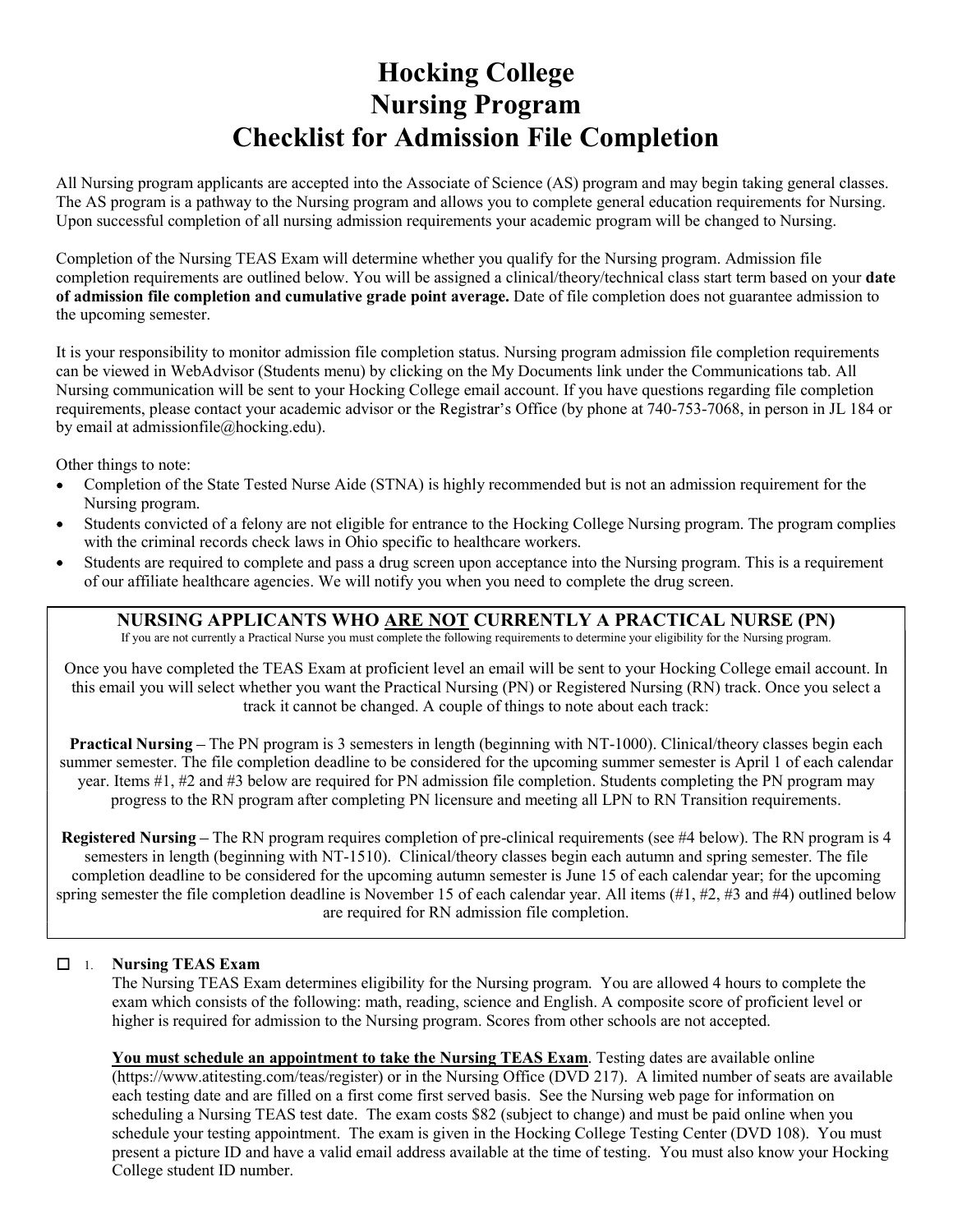# Hocking College
# Nursing Program
# Checklist for Admission File Completion

All Nursing program applicants are accepted into the Associate of Science (AS) program and may begin taking general classes. The AS program is a pathway to the Nursing program and allows you to complete general education requirements for Nursing. Upon successful completion of all nursing admission requirements your academic program will be changed to Nursing.

Completion of the Nursing TEAS Exam will determine whether you qualify for the Nursing program. Admission file completion requirements are outlined below. You will be assigned a clinical/theory/technical class start term based on your **date of admission file completion and cumulative grade point average.** Date of file completion does not guarantee admission to the upcoming semester.

It is your responsibility to monitor admission file completion status. Nursing program admission file completion requirements can be viewed in WebAdvisor (Students menu) by clicking on the My Documents link under the Communications tab. All Nursing communication will be sent to your Hocking College email account. If you have questions regarding file completion requirements, please contact your academic advisor or the Registrar's Office (by phone at 740-753-7068, in person in JL 184 or by email at admissionfile@hocking.edu).

Other things to note:

- Completion of the State Tested Nurse Aide (STNA) is highly recommended but is not an admission requirement for the Nursing program.
- Students convicted of a felony are not eligible for entrance to the Hocking College Nursing program. The program complies with the criminal records check laws in Ohio specific to healthcare workers.
- Students are required to complete and pass a drug screen upon acceptance into the Nursing program. This is a requirement of our affiliate healthcare agencies. We will notify you when you need to complete the drug screen.

## NURSING APPLICANTS WHO ARE NOT CURRENTLY A PRACTICAL NURSE (PN)

If you are not currently a Practical Nurse you must complete the following requirements to determine your eligibility for the Nursing program.

Once you have completed the TEAS Exam at proficient level an email will be sent to your Hocking College email account. In this email you will select whether you want the Practical Nursing (PN) or Registered Nursing (RN) track. Once you select a track it cannot be changed. A couple of things to note about each track:

**Practical Nursing** – The PN program is 3 semesters in length (beginning with NT-1000). Clinical/theory classes begin each summer semester. The file completion deadline to be considered for the upcoming summer semester is April 1 of each calendar year. Items #1, #2 and #3 below are required for PN admission file completion. Students completing the PN program may progress to the RN program after completing PN licensure and meeting all LPN to RN Transition requirements.

**Registered Nursing** – The RN program requires completion of pre-clinical requirements (see #4 below). The RN program is 4 semesters in length (beginning with NT-1510). Clinical/theory classes begin each autumn and spring semester. The file completion deadline to be considered for the upcoming autumn semester is June 15 of each calendar year; for the upcoming spring semester the file completion deadline is November 15 of each calendar year. All items (#1, #2, #3 and #4) outlined below are required for RN admission file completion.

☐ 1. **Nursing TEAS Exam**

The Nursing TEAS Exam determines eligibility for the Nursing program. You are allowed 4 hours to complete the exam which consists of the following: math, reading, science and English. A composite score of proficient level or higher is required for admission to the Nursing program. Scores from other schools are not accepted.

**You must schedule an appointment to take the Nursing TEAS Exam**. Testing dates are available online (https://www.atitesting.com/teas/register) or in the Nursing Office (DVD 217). A limited number of seats are available each testing date and are filled on a first come first served basis. See the Nursing web page for information on scheduling a Nursing TEAS test date. The exam costs $82 (subject to change) and must be paid online when you schedule your testing appointment. The exam is given in the Hocking College Testing Center (DVD 108). You must present a picture ID and have a valid email address available at the time of testing. You must also know your Hocking College student ID number.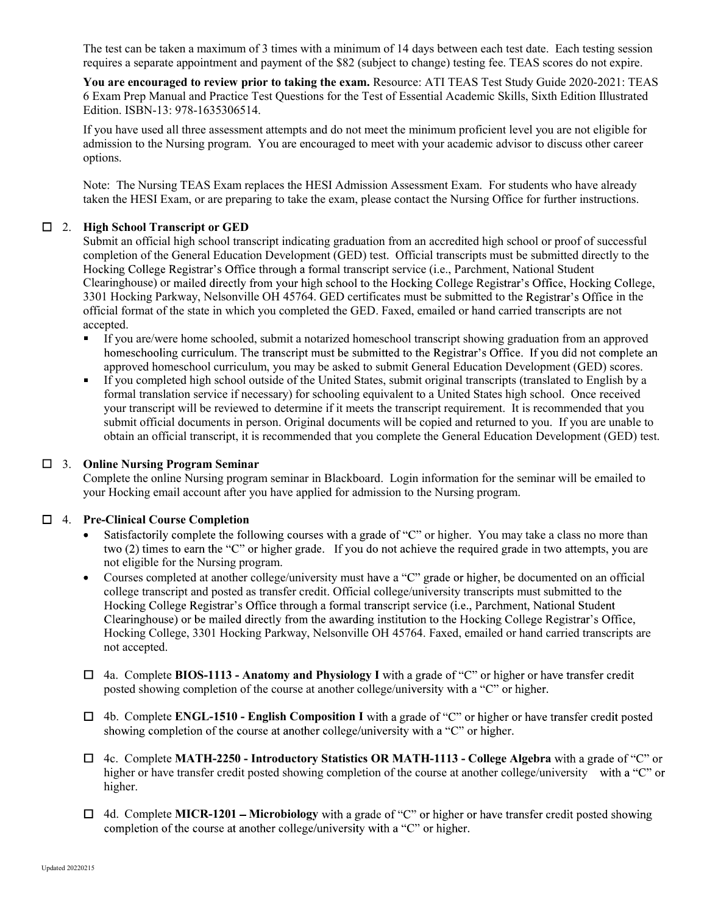The test can be taken a maximum of 3 times with a minimum of 14 days between each test date. Each testing session requires a separate appointment and payment of the $82 (subject to change) testing fee. TEAS scores do not expire.

**You are encouraged to review prior to taking the exam.** Resource: ATI TEAS Test Study Guide 2020-2021: TEAS 6 Exam Prep Manual and Practice Test Questions for the Test of Essential Academic Skills, Sixth Edition Illustrated Edition. ISBN-13: 978-1635306514.

If you have used all three assessment attempts and do not meet the minimum proficient level you are not eligible for admission to the Nursing program. You are encouraged to meet with your academic advisor to discuss other career options.

Note: The Nursing TEAS Exam replaces the HESI Admission Assessment Exam. For students who have already taken the HESI Exam, or are preparing to take the exam, please contact the Nursing Office for further instructions.

☐ 2. **High School Transcript or GED**

Submit an official high school transcript indicating graduation from an accredited high school or proof of successful completion of the General Education Development (GED) test. Official transcripts must be submitted directly to the Hocking College Registrar's Office through a formal transcript service (i.e., Parchment, National Student Clearinghouse) or mailed directly from your high school to the Hocking College Registrar's Office, Hocking College, 3301 Hocking Parkway, Nelsonville OH 45764. GED certificates must be submitted to the Registrar's Office in the official format of the state in which you completed the GED. Faxed, emailed or hand carried transcripts are not accepted.

- If you are/were home schooled, submit a notarized homeschool transcript showing graduation from an approved homeschooling curriculum. The transcript must be submitted to the Registrar's Office. If you did not complete an approved homeschool curriculum, you may be asked to submit General Education Development (GED) scores.
- If you completed high school outside of the United States, submit original transcripts (translated to English by a formal translation service if necessary) for schooling equivalent to a United States high school. Once received your transcript will be reviewed to determine if it meets the transcript requirement. It is recommended that you submit official documents in person. Original documents will be copied and returned to you. If you are unable to obtain an official transcript, it is recommended that you complete the General Education Development (GED) test.

☐ 3. **Online Nursing Program Seminar**

Complete the online Nursing program seminar in Blackboard. Login information for the seminar will be emailed to your Hocking email account after you have applied for admission to the Nursing program.

☐ 4. **Pre-Clinical Course Completion**

- Satisfactorily complete the following courses with a grade of "C" or higher. You may take a class no more than two (2) times to earn the "C" or higher grade. If you do not achieve the required grade in two attempts, you are not eligible for the Nursing program.
- Courses completed at another college/university must have a "C" grade or higher, be documented on an official college transcript and posted as transfer credit. Official college/university transcripts must submitted to the Hocking College Registrar's Office through a formal transcript service (i.e., Parchment, National Student Clearinghouse) or be mailed directly from the awarding institution to the Hocking College Registrar's Office, Hocking College, 3301 Hocking Parkway, Nelsonville OH 45764. Faxed, emailed or hand carried transcripts are not accepted.

☐ 4a. Complete **BIOS-1113 - Anatomy and Physiology I** with a grade of "C" or higher or have transfer credit posted showing completion of the course at another college/university with a "C" or higher.

☐ 4b. Complete **ENGL-1510 - English Composition I** with a grade of "C" or higher or have transfer credit posted showing completion of the course at another college/university with a "C" or higher.

☐ 4c. Complete **MATH-2250 - Introductory Statistics OR MATH-1113 - College Algebra** with a grade of "C" or higher or have transfer credit posted showing completion of the course at another college/university with a "C" or higher.

☐ 4d. Complete **MICR-1201 – Microbiology** with a grade of "C" or higher or have transfer credit posted showing completion of the course at another college/university with a "C" or higher.

Updated 20220215